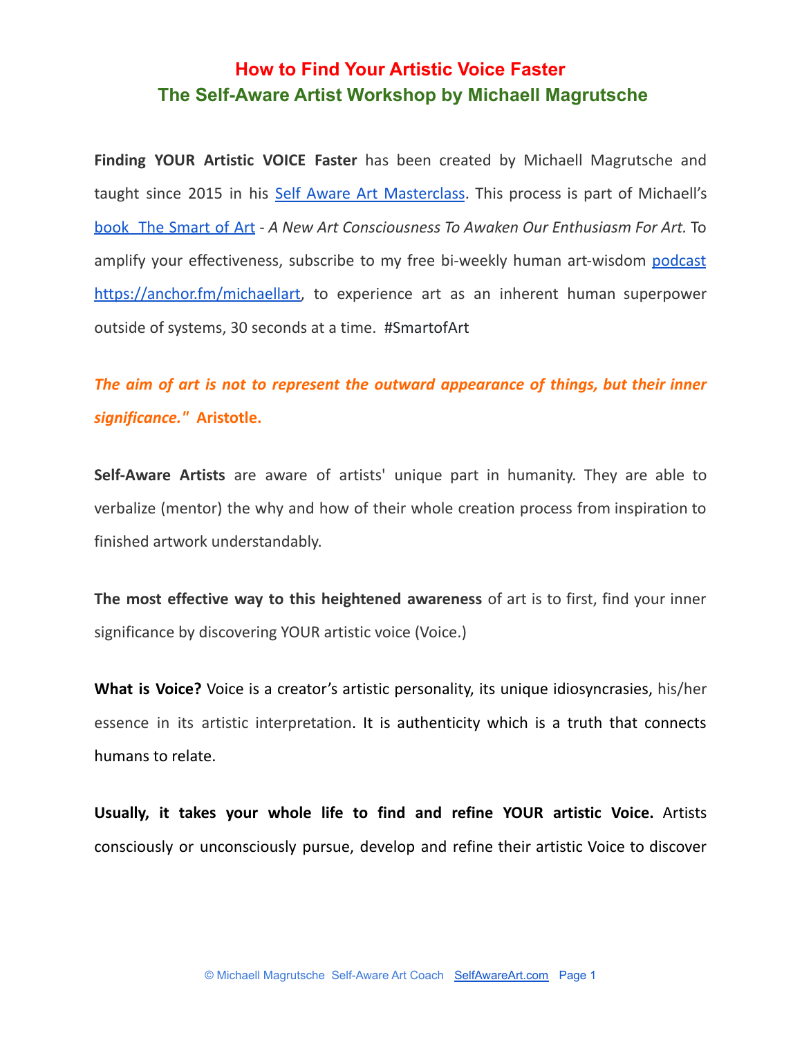# How to Find Your Artistic Voice Faster

## The Self-Aware Artist Workshop by Michaell Magrutsche

**Finding YOUR Artistic VOICE Faster** has been created by Michaell Magrutsche and taught since 2015 in his [Self Aware Art Masterclass](). This process is part of Michaell's [book The Smart of Art]() - *A New Art Consciousness To Awaken Our Enthusiasm For Art.* To amplify your effectiveness, subscribe to my free bi-weekly human art-wisdom [podcast]() [https://anchor.fm/michaellart](https://anchor.fm/michaellart), to experience art as an inherent human superpower outside of systems, 30 seconds at a time. #SmartofArt

***The aim of art is not to represent the outward appearance of things, but their inner significance."* Aristotle.**

**Self-Aware Artists** are aware of artists' unique part in humanity. They are able to verbalize (mentor) the why and how of their whole creation process from inspiration to finished artwork understandably.

**The most effective way to this heightened awareness** of art is to first, find your inner significance by discovering YOUR artistic voice (Voice.)

**What is Voice?** Voice is a creator's artistic personality, its unique idiosyncrasies, his/her essence in its artistic interpretation. It is authenticity which is a truth that connects humans to relate.

**Usually, it takes your whole life to find and refine YOUR artistic Voice.** Artists consciously or unconsciously pursue, develop and refine their artistic Voice to discover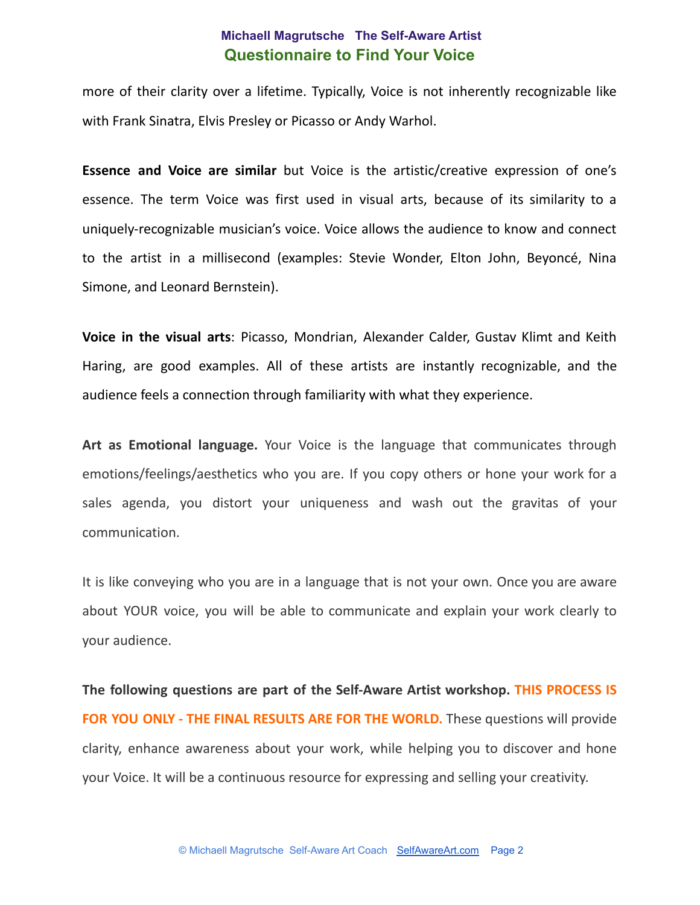more of their clarity over a lifetime. Typically, Voice is not inherently recognizable like with Frank Sinatra, Elvis Presley or Picasso or Andy Warhol.

**Essence and Voice are similar** but Voice is the artistic/creative expression of one's essence. The term Voice was first used in visual arts, because of its similarity to a uniquely-recognizable musician's voice. Voice allows the audience to know and connect to the artist in a millisecond (examples: Stevie Wonder, Elton John, Beyoncé, Nina Simone, and Leonard Bernstein).

**Voice in the visual arts**: Picasso, Mondrian, Alexander Calder, Gustav Klimt and Keith Haring, are good examples. All of these artists are instantly recognizable, and the audience feels a connection through familiarity with what they experience.

**Art as Emotional language.** Your Voice is the language that communicates through emotions/feelings/aesthetics who you are. If you copy others or hone your work for a sales agenda, you distort your uniqueness and wash out the gravitas of your communication.

It is like conveying who you are in a language that is not your own. Once you are aware about YOUR voice, you will be able to communicate and explain your work clearly to your audience.

**The following questions are part of the Self-Aware Artist workshop.** **THIS PROCESS IS FOR YOU ONLY - THE FINAL RESULTS ARE FOR THE WORLD.** These questions will provide clarity, enhance awareness about your work, while helping you to discover and hone your Voice. It will be a continuous resource for expressing and selling your creativity.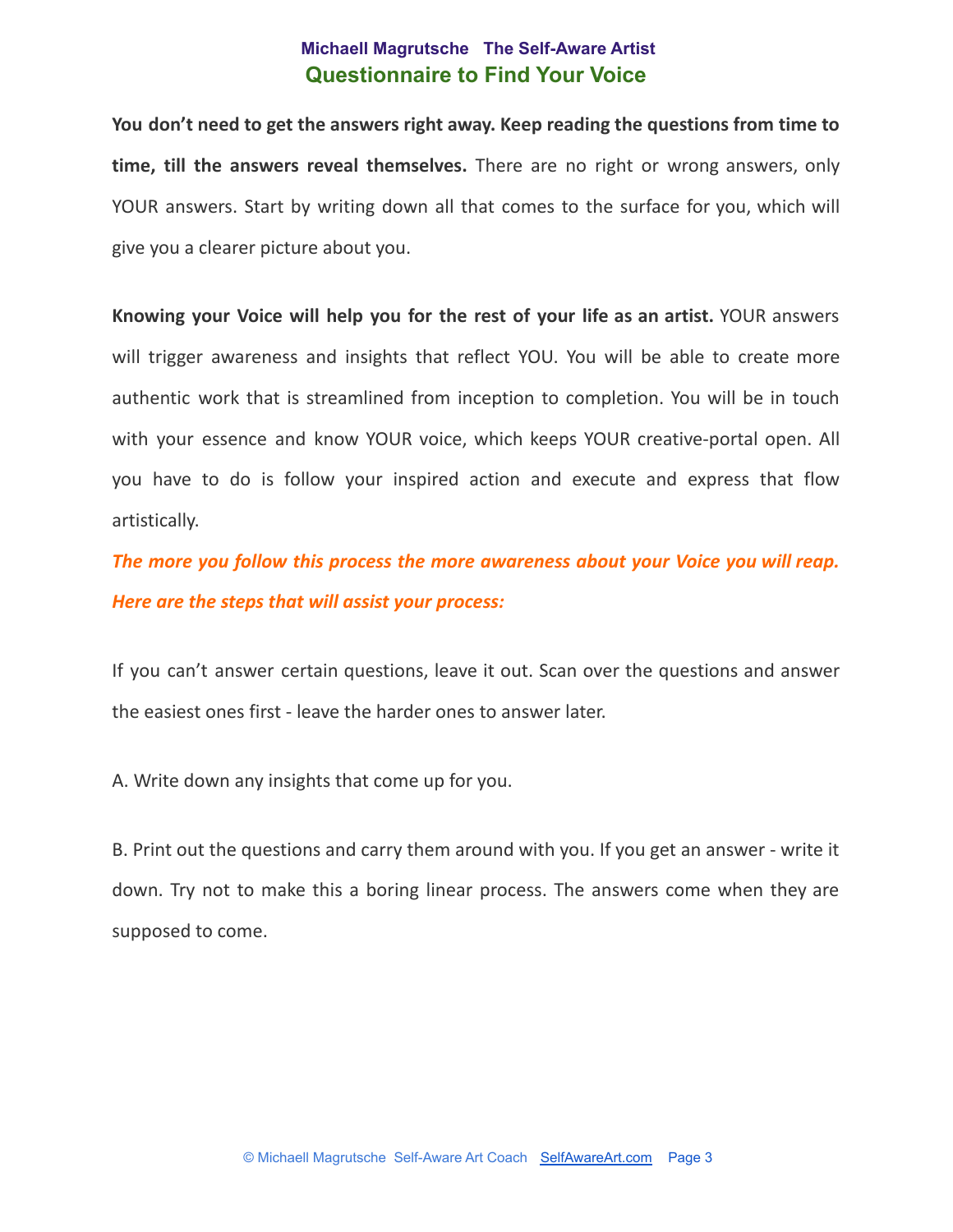**You don't need to get the answers right away. Keep reading the questions from time to time, till the answers reveal themselves.** There are no right or wrong answers, only YOUR answers. Start by writing down all that comes to the surface for you, which will give you a clearer picture about you.

**Knowing your Voice will help you for the rest of your life as an artist.** YOUR answers will trigger awareness and insights that reflect YOU. You will be able to create more authentic work that is streamlined from inception to completion. You will be in touch with your essence and know YOUR voice, which keeps YOUR creative-portal open. All you have to do is follow your inspired action and execute and express that flow artistically.

***The more you follow this process the more awareness about your Voice you will reap. Here are the steps that will assist your process:***

If you can't answer certain questions, leave it out. Scan over the questions and answer the easiest ones first - leave the harder ones to answer later.

A. Write down any insights that come up for you.

B. Print out the questions and carry them around with you. If you get an answer - write it down. Try not to make this a boring linear process. The answers come when they are supposed to come.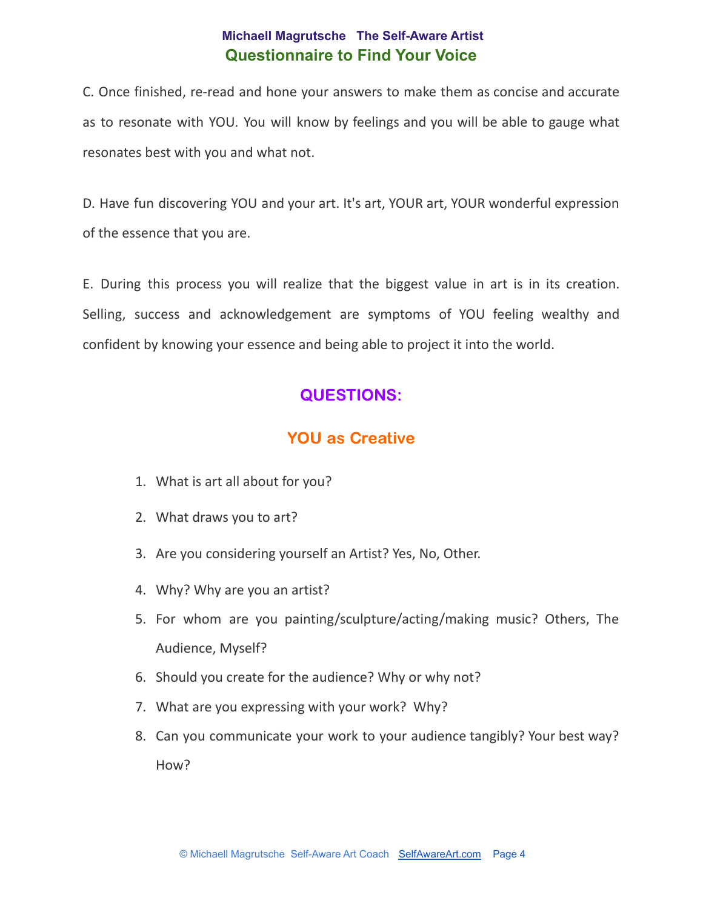C. Once finished, re-read and hone your answers to make them as concise and accurate as to resonate with YOU. You will know by feelings and you will be able to gauge what resonates best with you and what not.

D. Have fun discovering YOU and your art. It's art, YOUR art, YOUR wonderful expression of the essence that you are.

E. During this process you will realize that the biggest value in art is in its creation. Selling, success and acknowledgement are symptoms of YOU feeling wealthy and confident by knowing your essence and being able to project it into the world.

## QUESTIONS:

### YOU as Creative

1. What is art all about for you?
2. What draws you to art?
3. Are you considering yourself an Artist? Yes, No, Other.
4. Why? Why are you an artist?
5. For whom are you painting/sculpture/acting/making music? Others, The Audience, Myself?
6. Should you create for the audience? Why or why not?
7. What are you expressing with your work? Why?
8. Can you communicate your work to your audience tangibly? Your best way? How?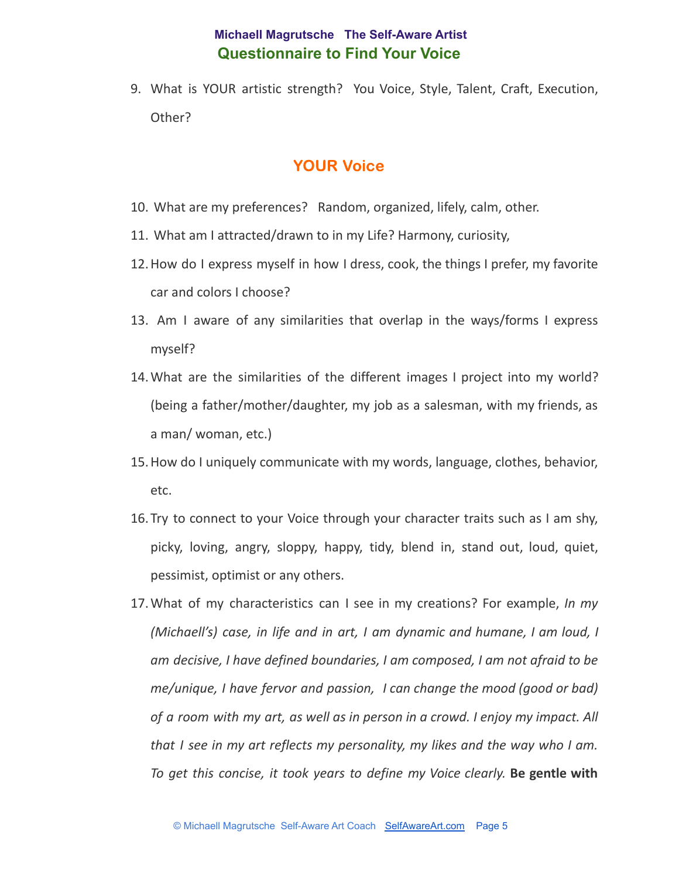9. What is YOUR artistic strength? You Voice, Style, Talent, Craft, Execution, Other?

## YOUR Voice

10. What are my preferences? Random, organized, lifely, calm, other.
11. What am I attracted/drawn to in my Life? Harmony, curiosity,
12. How do I express myself in how I dress, cook, the things I prefer, my favorite car and colors I choose?
13. Am I aware of any similarities that overlap in the ways/forms I express myself?
14. What are the similarities of the different images I project into my world? (being a father/mother/daughter, my job as a salesman, with my friends, as a man/ woman, etc.)
15. How do I uniquely communicate with my words, language, clothes, behavior, etc.
16. Try to connect to your Voice through your character traits such as I am shy, picky, loving, angry, sloppy, happy, tidy, blend in, stand out, loud, quiet, pessimist, optimist or any others.
17. What of my characteristics can I see in my creations? For example, *In my (Michaell's) case, in life and in art, I am dynamic and humane, I am loud, I am decisive, I have defined boundaries, I am composed, I am not afraid to be me/unique, I have fervor and passion, I can change the mood (good or bad) of a room with my art, as well as in person in a crowd. I enjoy my impact. All that I see in my art reflects my personality, my likes and the way who I am. To get this concise, it took years to define my Voice clearly.* **Be gentle with**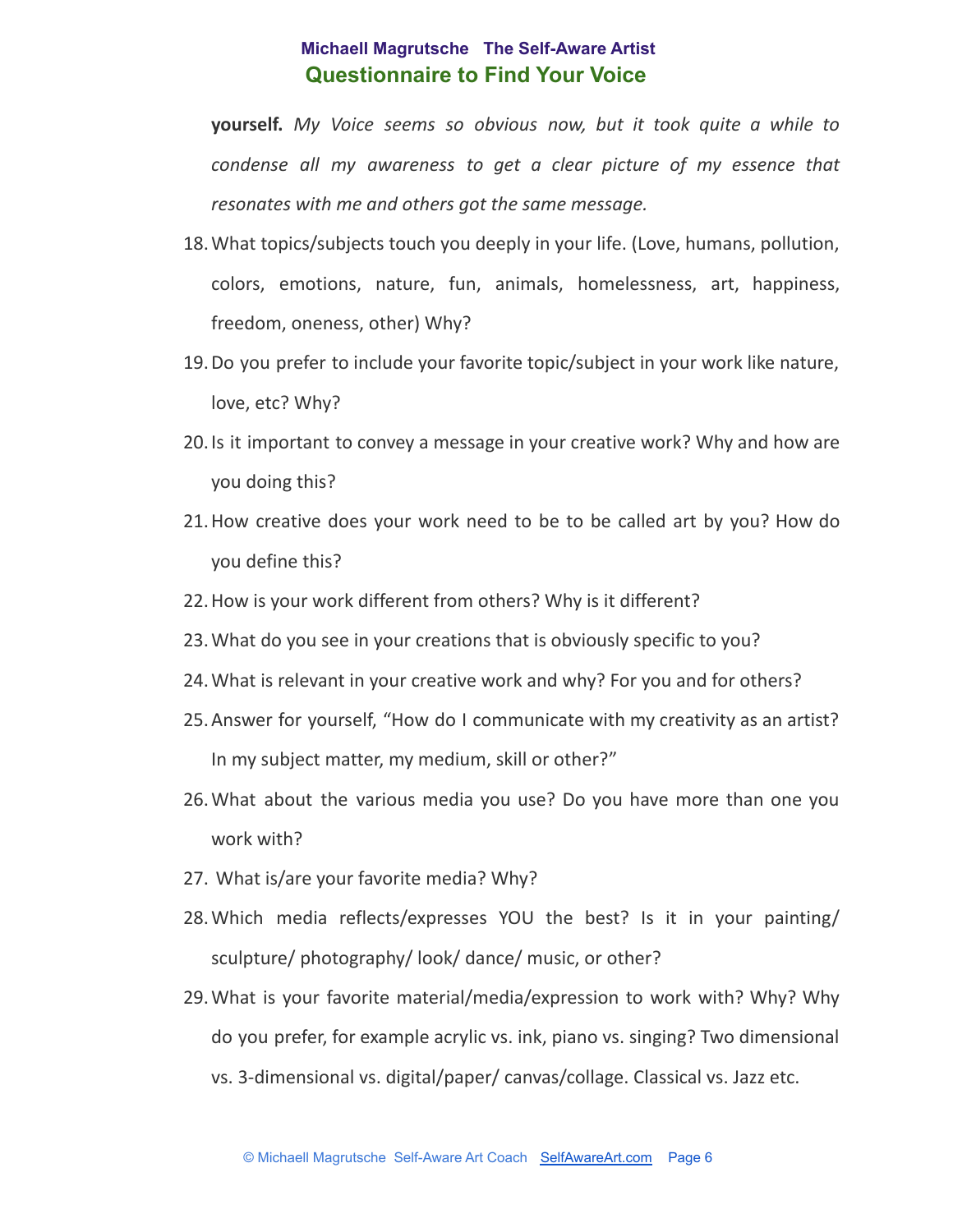**yourself.** *My Voice seems so obvious now, but it took quite a while to condense all my awareness to get a clear picture of my essence that resonates with me and others got the same message.*

18. What topics/subjects touch you deeply in your life. (Love, humans, pollution, colors, emotions, nature, fun, animals, homelessness, art, happiness, freedom, oneness, other) Why?
19. Do you prefer to include your favorite topic/subject in your work like nature, love, etc? Why?
20. Is it important to convey a message in your creative work? Why and how are you doing this?
21. How creative does your work need to be to be called art by you? How do you define this?
22. How is your work different from others? Why is it different?
23. What do you see in your creations that is obviously specific to you?
24. What is relevant in your creative work and why? For you and for others?
25. Answer for yourself, "How do I communicate with my creativity as an artist? In my subject matter, my medium, skill or other?"
26. What about the various media you use? Do you have more than one you work with?
27. What is/are your favorite media? Why?
28. Which media reflects/expresses YOU the best? Is it in your painting/ sculpture/ photography/ look/ dance/ music, or other?
29. What is your favorite material/media/expression to work with? Why? Why do you prefer, for example acrylic vs. ink, piano vs. singing? Two dimensional vs. 3-dimensional vs. digital/paper/ canvas/collage. Classical vs. Jazz etc.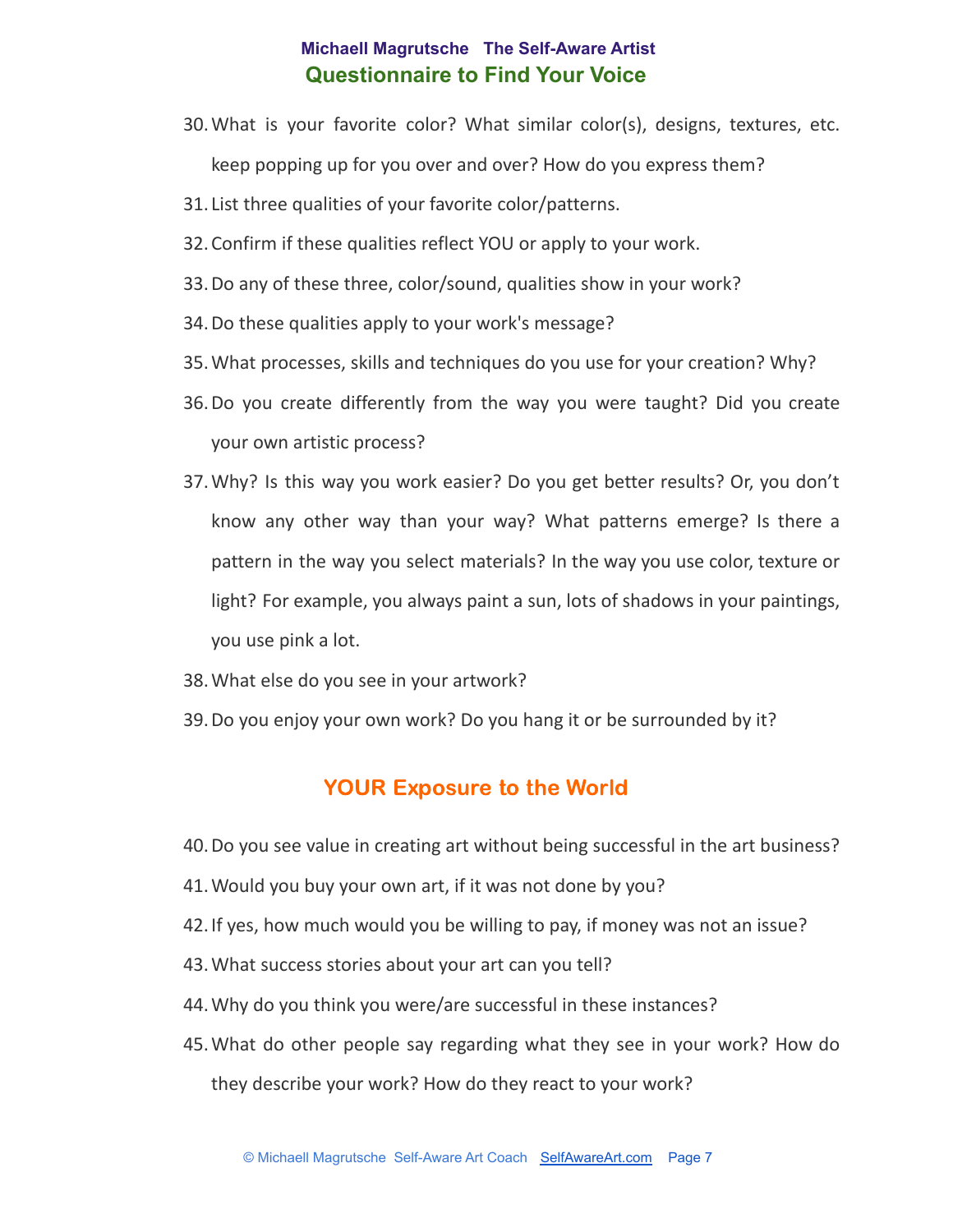30. What is your favorite color? What similar color(s), designs, textures, etc. keep popping up for you over and over? How do you express them?
31. List three qualities of your favorite color/patterns.
32. Confirm if these qualities reflect YOU or apply to your work.
33. Do any of these three, color/sound, qualities show in your work?
34. Do these qualities apply to your work's message?
35. What processes, skills and techniques do you use for your creation? Why?
36. Do you create differently from the way you were taught? Did you create your own artistic process?
37. Why? Is this way you work easier? Do you get better results? Or, you don't know any other way than your way? What patterns emerge? Is there a pattern in the way you select materials? In the way you use color, texture or light? For example, you always paint a sun, lots of shadows in your paintings, you use pink a lot.
38. What else do you see in your artwork?
39. Do you enjoy your own work? Do you hang it or be surrounded by it?

## YOUR Exposure to the World

40. Do you see value in creating art without being successful in the art business?
41. Would you buy your own art, if it was not done by you?
42. If yes, how much would you be willing to pay, if money was not an issue?
43. What success stories about your art can you tell?
44. Why do you think you were/are successful in these instances?
45. What do other people say regarding what they see in your work? How do they describe your work? How do they react to your work?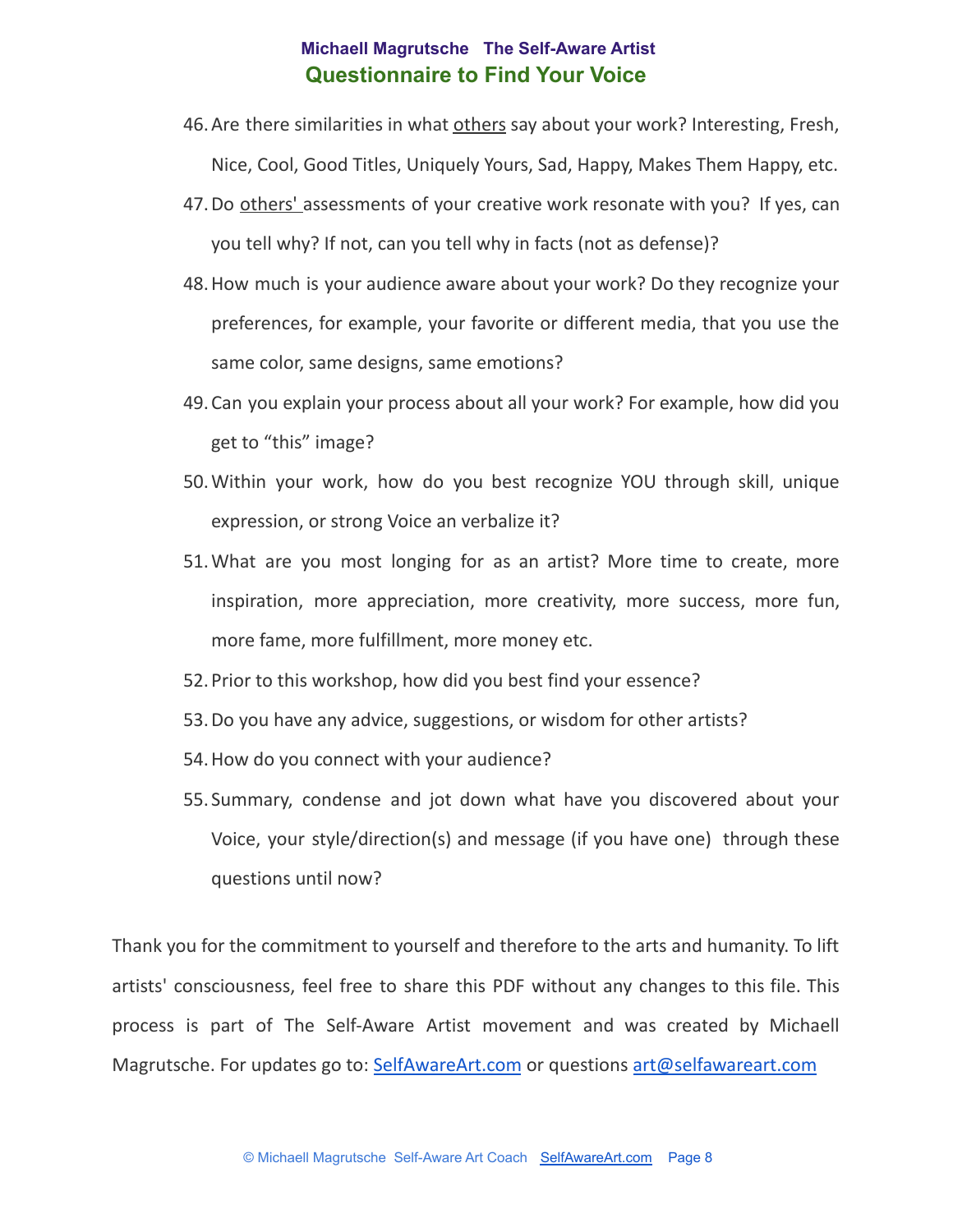46. Are there similarities in what <u>others</u> say about your work? Interesting, Fresh, Nice, Cool, Good Titles, Uniquely Yours, Sad, Happy, Makes Them Happy, etc.
47. Do <u>others'</u> assessments of your creative work resonate with you? If yes, can you tell why? If not, can you tell why in facts (not as defense)?
48. How much is your audience aware about your work? Do they recognize your preferences, for example, your favorite or different media, that you use the same color, same designs, same emotions?
49. Can you explain your process about all your work? For example, how did you get to "this" image?
50. Within your work, how do you best recognize YOU through skill, unique expression, or strong Voice an verbalize it?
51. What are you most longing for as an artist? More time to create, more inspiration, more appreciation, more creativity, more success, more fun, more fame, more fulfillment, more money etc.
52. Prior to this workshop, how did you best find your essence?
53. Do you have any advice, suggestions, or wisdom for other artists?
54. How do you connect with your audience?
55. Summary, condense and jot down what have you discovered about your Voice, your style/direction(s) and message (if you have one) through these questions until now?

Thank you for the commitment to yourself and therefore to the arts and humanity. To lift artists' consciousness, feel free to share this PDF without any changes to this file. This process is part of The Self-Aware Artist movement and was created by Michaell Magrutsche. For updates go to: [SelfAwareArt.com](SelfAwareArt.com) or questions [art@selfawareart.com](mailto:art@selfawareart.com)